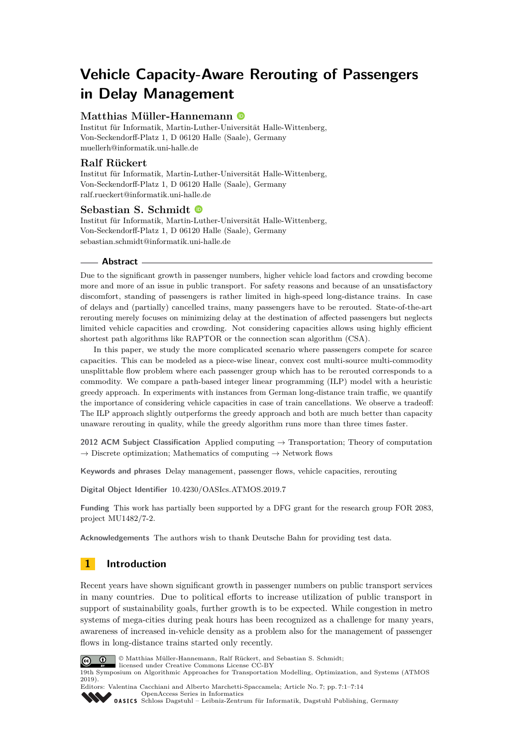# Vehicle Capacity-Aware Rerouting of Passengers in Delay Management

**Matthias Müller-Hannemann**
Institut für Informatik, Martin-Luther-Universität Halle-Wittenberg,
Von-Seckendorff-Platz 1, D 06120 Halle (Saale), Germany
muellerh@informatik.uni-halle.de

**Ralf Rückert**
Institut für Informatik, Martin-Luther-Universität Halle-Wittenberg,
Von-Seckendorff-Platz 1, D 06120 Halle (Saale), Germany
ralf.rueckert@informatik.uni-halle.de

**Sebastian S. Schmidt**
Institut für Informatik, Martin-Luther-Universität Halle-Wittenberg,
Von-Seckendorff-Platz 1, D 06120 Halle (Saale), Germany
sebastian.schmidt@informatik.uni-halle.de

## Abstract

Due to the significant growth in passenger numbers, higher vehicle load factors and crowding become more and more of an issue in public transport. For safety reasons and because of an unsatisfactory discomfort, standing of passengers is rather limited in high-speed long-distance trains. In case of delays and (partially) cancelled trains, many passengers have to be rerouted. State-of-the-art rerouting merely focuses on minimizing delay at the destination of affected passengers but neglects limited vehicle capacities and crowding. Not considering capacities allows using highly efficient shortest path algorithms like RAPTOR or the connection scan algorithm (CSA).

In this paper, we study the more complicated scenario where passengers compete for scarce capacities. This can be modeled as a piece-wise linear, convex cost multi-source multi-commodity unsplittable flow problem where each passenger group which has to be rerouted corresponds to a commodity. We compare a path-based integer linear programming (ILP) model with a heuristic greedy approach. In experiments with instances from German long-distance train traffic, we quantify the importance of considering vehicle capacities in case of train cancellations. We observe a tradeoff: The ILP approach slightly outperforms the greedy approach and both are much better than capacity unaware rerouting in quality, while the greedy algorithm runs more than three times faster.

**2012 ACM Subject Classification** Applied computing → Transportation; Theory of computation → Discrete optimization; Mathematics of computing → Network flows

**Keywords and phrases** Delay management, passenger flows, vehicle capacities, rerouting

**Digital Object Identifier** 10.4230/OASIcs.ATMOS.2019.7

**Funding** This work has partially been supported by a DFG grant for the research group FOR 2083, project MU1482/7-2.

**Acknowledgements** The authors wish to thank Deutsche Bahn for providing test data.

## 1 Introduction

Recent years have shown significant growth in passenger numbers on public transport services in many countries. Due to political efforts to increase utilization of public transport in support of sustainability goals, further growth is to be expected. While congestion in metro systems of mega-cities during peak hours has been recognized as a challenge for many years, awareness of increased in-vehicle density as a problem also for the management of passenger flows in long-distance trains started only recently.

© Matthias Müller-Hannemann, Ralf Rückert, and Sebastian S. Schmidt;
licensed under Creative Commons License CC-BY
19th Symposium on Algorithmic Approaches for Transportation Modelling, Optimization, and Systems (ATMOS 2019).
Editors: Valentina Cacchiani and Alberto Marchetti-Spaccamela; Article No. 7; pp. 7:1–7:14
OpenAccess Series in Informatics
Schloss Dagstuhl – Leibniz-Zentrum für Informatik, Dagstuhl Publishing, Germany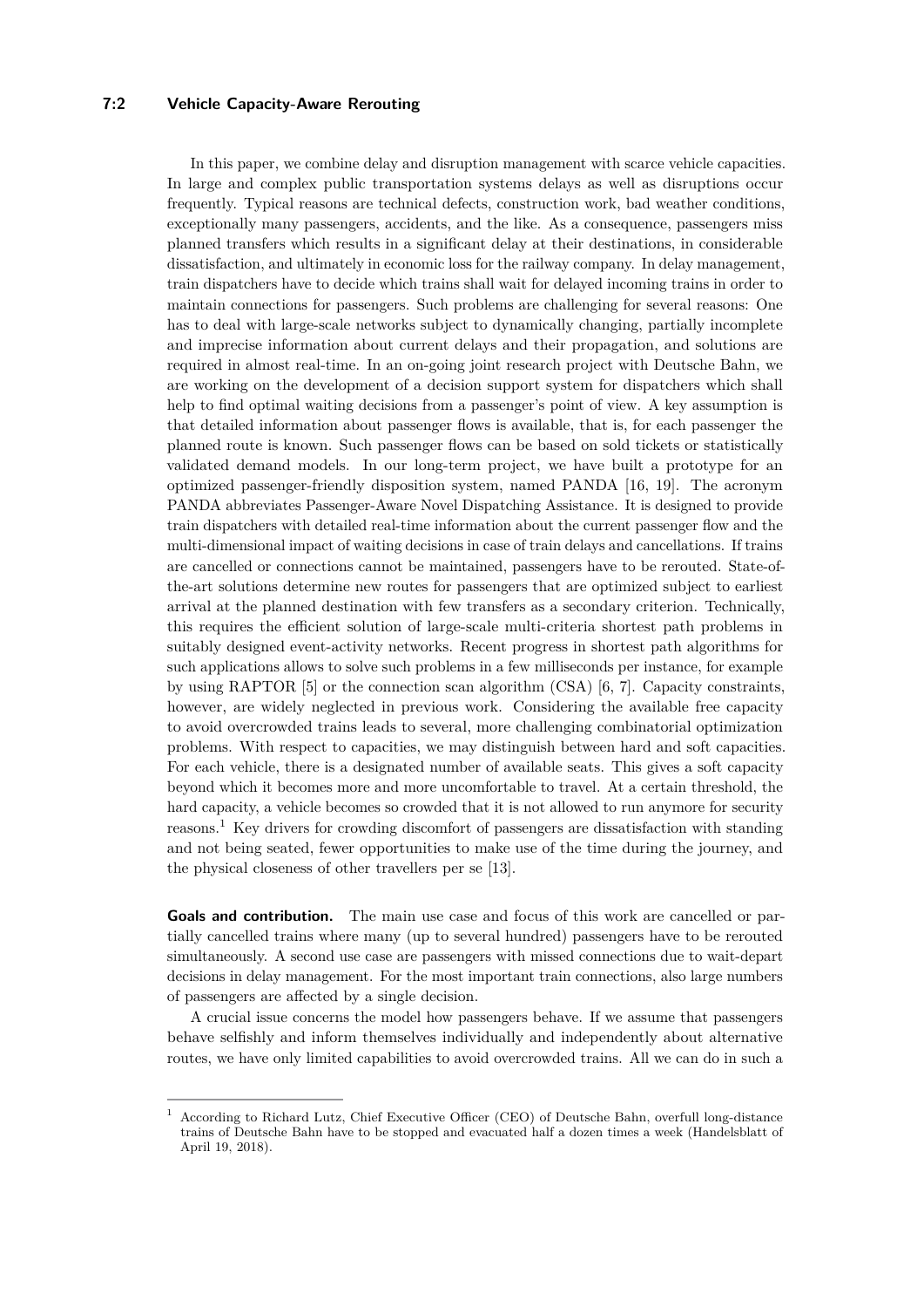In this paper, we combine delay and disruption management with scarce vehicle capacities. In large and complex public transportation systems delays as well as disruptions occur frequently. Typical reasons are technical defects, construction work, bad weather conditions, exceptionally many passengers, accidents, and the like. As a consequence, passengers miss planned transfers which results in a significant delay at their destinations, in considerable dissatisfaction, and ultimately in economic loss for the railway company. In delay management, train dispatchers have to decide which trains shall wait for delayed incoming trains in order to maintain connections for passengers. Such problems are challenging for several reasons: One has to deal with large-scale networks subject to dynamically changing, partially incomplete and imprecise information about current delays and their propagation, and solutions are required in almost real-time. In an on-going joint research project with Deutsche Bahn, we are working on the development of a decision support system for dispatchers which shall help to find optimal waiting decisions from a passenger's point of view. A key assumption is that detailed information about passenger flows is available, that is, for each passenger the planned route is known. Such passenger flows can be based on sold tickets or statistically validated demand models. In our long-term project, we have built a prototype for an optimized passenger-friendly disposition system, named PANDA [16, 19]. The acronym PANDA abbreviates Passenger-Aware Novel Dispatching Assistance. It is designed to provide train dispatchers with detailed real-time information about the current passenger flow and the multi-dimensional impact of waiting decisions in case of train delays and cancellations. If trains are cancelled or connections cannot be maintained, passengers have to be rerouted. State-of-the-art solutions determine new routes for passengers that are optimized subject to earliest arrival at the planned destination with few transfers as a secondary criterion. Technically, this requires the efficient solution of large-scale multi-criteria shortest path problems in suitably designed event-activity networks. Recent progress in shortest path algorithms for such applications allows to solve such problems in a few milliseconds per instance, for example by using RAPTOR [5] or the connection scan algorithm (CSA) [6, 7]. Capacity constraints, however, are widely neglected in previous work. Considering the available free capacity to avoid overcrowded trains leads to several, more challenging combinatorial optimization problems. With respect to capacities, we may distinguish between hard and soft capacities. For each vehicle, there is a designated number of available seats. This gives a soft capacity beyond which it becomes more and more uncomfortable to travel. At a certain threshold, the hard capacity, a vehicle becomes so crowded that it is not allowed to run anymore for security reasons.[1] Key drivers for crowding discomfort of passengers are dissatisfaction with standing and not being seated, fewer opportunities to make use of the time during the journey, and the physical closeness of other travellers per se [13].

**Goals and contribution.** The main use case and focus of this work are cancelled or partially cancelled trains where many (up to several hundred) passengers have to be rerouted simultaneously. A second use case are passengers with missed connections due to wait-depart decisions in delay management. For the most important train connections, also large numbers of passengers are affected by a single decision.

A crucial issue concerns the model how passengers behave. If we assume that passengers behave selfishly and inform themselves individually and independently about alternative routes, we have only limited capabilities to avoid overcrowded trains. All we can do in such a

[1] According to Richard Lutz, Chief Executive Officer (CEO) of Deutsche Bahn, overfull long-distance trains of Deutsche Bahn have to be stopped and evacuated half a dozen times a week (Handelsblatt of April 19, 2018).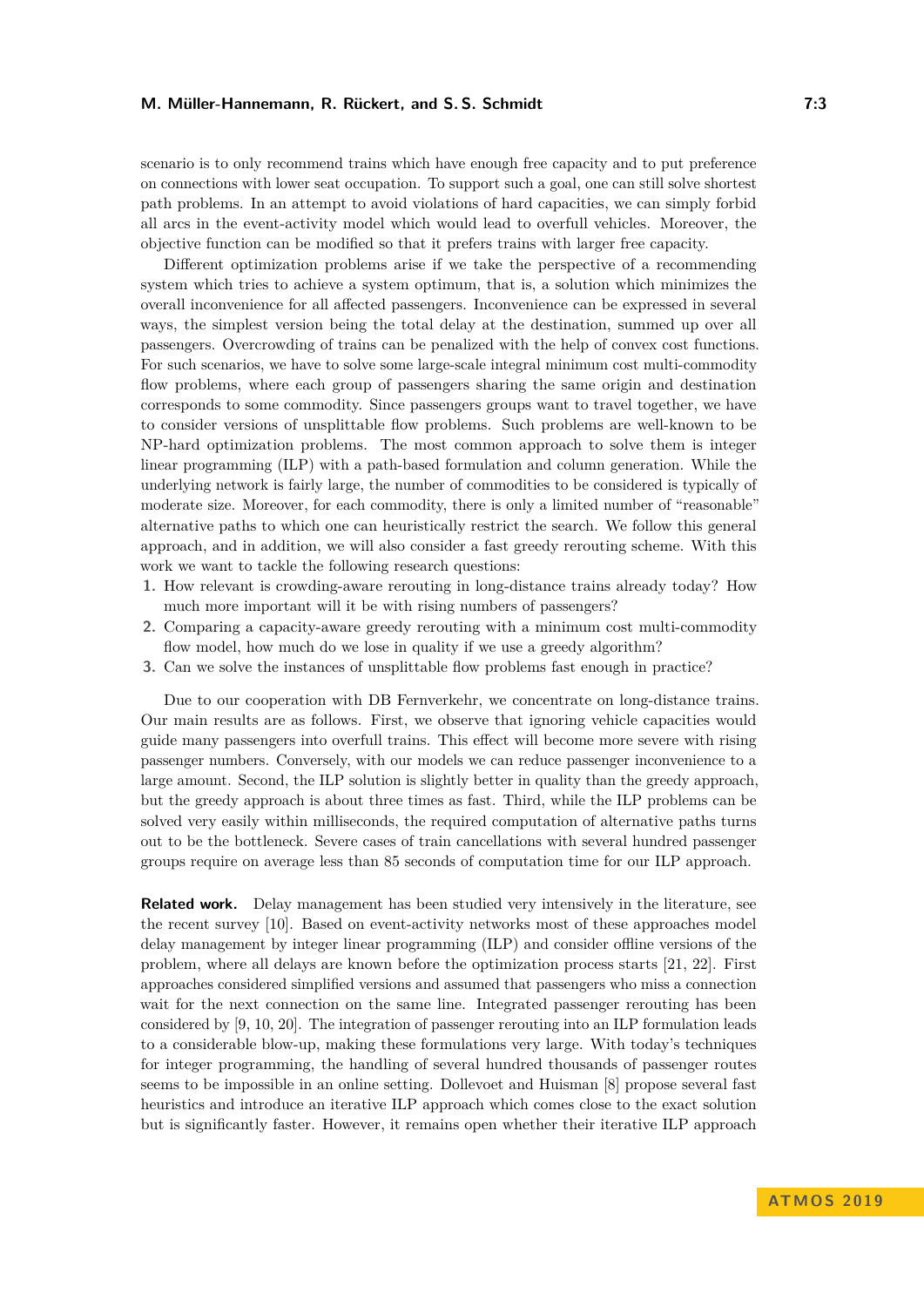scenario is to only recommend trains which have enough free capacity and to put preference on connections with lower seat occupation. To support such a goal, one can still solve shortest path problems. In an attempt to avoid violations of hard capacities, we can simply forbid all arcs in the event-activity model which would lead to overfull vehicles. Moreover, the objective function can be modified so that it prefers trains with larger free capacity.

Different optimization problems arise if we take the perspective of a recommending system which tries to achieve a system optimum, that is, a solution which minimizes the overall inconvenience for all affected passengers. Inconvenience can be expressed in several ways, the simplest version being the total delay at the destination, summed up over all passengers. Overcrowding of trains can be penalized with the help of convex cost functions. For such scenarios, we have to solve some large-scale integral minimum cost multi-commodity flow problems, where each group of passengers sharing the same origin and destination corresponds to some commodity. Since passengers groups want to travel together, we have to consider versions of unsplittable flow problems. Such problems are well-known to be NP-hard optimization problems. The most common approach to solve them is integer linear programming (ILP) with a path-based formulation and column generation. While the underlying network is fairly large, the number of commodities to be considered is typically of moderate size. Moreover, for each commodity, there is only a limited number of "reasonable" alternative paths to which one can heuristically restrict the search. We follow this general approach, and in addition, we will also consider a fast greedy rerouting scheme. With this work we want to tackle the following research questions:

1. How relevant is crowding-aware rerouting in long-distance trains already today? How much more important will it be with rising numbers of passengers?
2. Comparing a capacity-aware greedy rerouting with a minimum cost multi-commodity flow model, how much do we lose in quality if we use a greedy algorithm?
3. Can we solve the instances of unsplittable flow problems fast enough in practice?

Due to our cooperation with DB Fernverkehr, we concentrate on long-distance trains. Our main results are as follows. First, we observe that ignoring vehicle capacities would guide many passengers into overfull trains. This effect will become more severe with rising passenger numbers. Conversely, with our models we can reduce passenger inconvenience to a large amount. Second, the ILP solution is slightly better in quality than the greedy approach, but the greedy approach is about three times as fast. Third, while the ILP problems can be solved very easily within milliseconds, the required computation of alternative paths turns out to be the bottleneck. Severe cases of train cancellations with several hundred passenger groups require on average less than 85 seconds of computation time for our ILP approach.

**Related work.** Delay management has been studied very intensively in the literature, see the recent survey [10]. Based on event-activity networks most of these approaches model delay management by integer linear programming (ILP) and consider offline versions of the problem, where all delays are known before the optimization process starts [21, 22]. First approaches considered simplified versions and assumed that passengers who miss a connection wait for the next connection on the same line. Integrated passenger rerouting has been considered by [9, 10, 20]. The integration of passenger rerouting into an ILP formulation leads to a considerable blow-up, making these formulations very large. With today's techniques for integer programming, the handling of several hundred thousands of passenger routes seems to be impossible in an online setting. Dollevoet and Huisman [8] propose several fast heuristics and introduce an iterative ILP approach which comes close to the exact solution but is significantly faster. However, it remains open whether their iterative ILP approach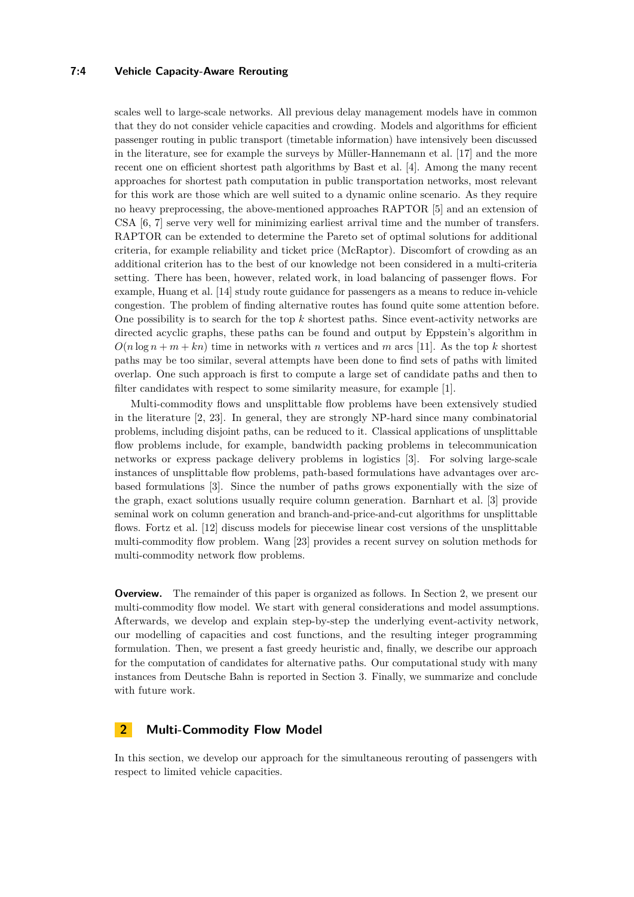scales well to large-scale networks. All previous delay management models have in common that they do not consider vehicle capacities and crowding. Models and algorithms for efficient passenger routing in public transport (timetable information) have intensively been discussed in the literature, see for example the surveys by Müller-Hannemann et al. [17] and the more recent one on efficient shortest path algorithms by Bast et al. [4]. Among the many recent approaches for shortest path computation in public transportation networks, most relevant for this work are those which are well suited to a dynamic online scenario. As they require no heavy preprocessing, the above-mentioned approaches RAPTOR [5] and an extension of CSA [6, 7] serve very well for minimizing earliest arrival time and the number of transfers. RAPTOR can be extended to determine the Pareto set of optimal solutions for additional criteria, for example reliability and ticket price (McRaptor). Discomfort of crowding as an additional criterion has to the best of our knowledge not been considered in a multi-criteria setting. There has been, however, related work, in load balancing of passenger flows. For example, Huang et al. [14] study route guidance for passengers as a means to reduce in-vehicle congestion. The problem of finding alternative routes has found quite some attention before. One possibility is to search for the top $k$ shortest paths. Since event-activity networks are directed acyclic graphs, these paths can be found and output by Eppstein's algorithm in $O(n \log n + m + kn)$ time in networks with $n$ vertices and $m$ arcs [11]. As the top $k$ shortest paths may be too similar, several attempts have been done to find sets of paths with limited overlap. One such approach is first to compute a large set of candidate paths and then to filter candidates with respect to some similarity measure, for example [1].

Multi-commodity flows and unsplittable flow problems have been extensively studied in the literature [2, 23]. In general, they are strongly NP-hard since many combinatorial problems, including disjoint paths, can be reduced to it. Classical applications of unsplittable flow problems include, for example, bandwidth packing problems in telecommunication networks or express package delivery problems in logistics [3]. For solving large-scale instances of unsplittable flow problems, path-based formulations have advantages over arc-based formulations [3]. Since the number of paths grows exponentially with the size of the graph, exact solutions usually require column generation. Barnhart et al. [3] provide seminal work on column generation and branch-and-price-and-cut algorithms for unsplittable flows. Fortz et al. [12] discuss models for piecewise linear cost versions of the unsplittable multi-commodity flow problem. Wang [23] provides a recent survey on solution methods for multi-commodity network flow problems.

**Overview.** The remainder of this paper is organized as follows. In Section 2, we present our multi-commodity flow model. We start with general considerations and model assumptions. Afterwards, we develop and explain step-by-step the underlying event-activity network, our modelling of capacities and cost functions, and the resulting integer programming formulation. Then, we present a fast greedy heuristic and, finally, we describe our approach for the computation of candidates for alternative paths. Our computational study with many instances from Deutsche Bahn is reported in Section 3. Finally, we summarize and conclude with future work.

## 2 Multi-Commodity Flow Model

In this section, we develop our approach for the simultaneous rerouting of passengers with respect to limited vehicle capacities.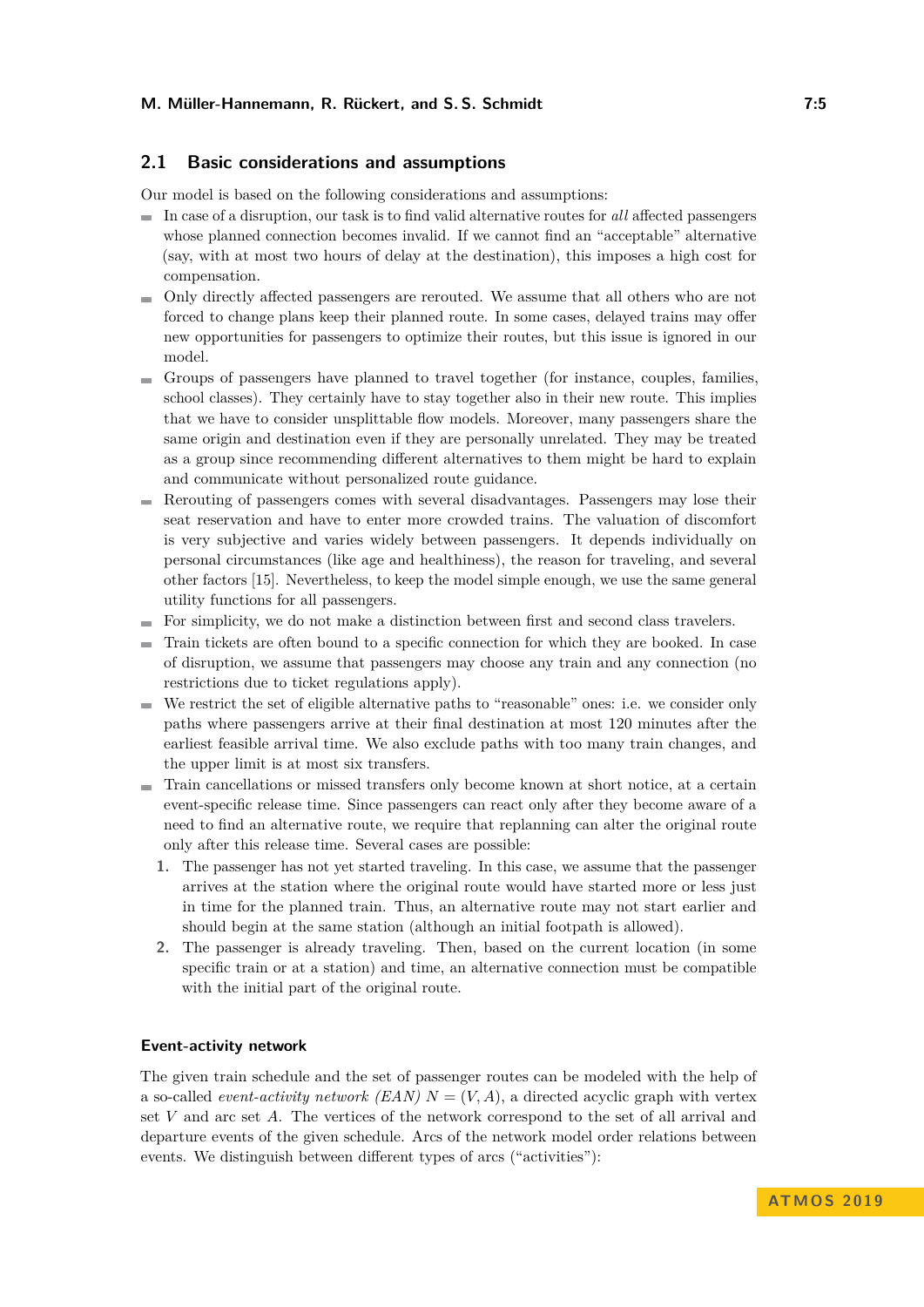## 2.1 Basic considerations and assumptions

Our model is based on the following considerations and assumptions:

- In case of a disruption, our task is to find valid alternative routes for *all* affected passengers whose planned connection becomes invalid. If we cannot find an "acceptable" alternative (say, with at most two hours of delay at the destination), this imposes a high cost for compensation.
- Only directly affected passengers are rerouted. We assume that all others who are not forced to change plans keep their planned route. In some cases, delayed trains may offer new opportunities for passengers to optimize their routes, but this issue is ignored in our model.
- Groups of passengers have planned to travel together (for instance, couples, families, school classes). They certainly have to stay together also in their new route. This implies that we have to consider unsplittable flow models. Moreover, many passengers share the same origin and destination even if they are personally unrelated. They may be treated as a group since recommending different alternatives to them might be hard to explain and communicate without personalized route guidance.
- Rerouting of passengers comes with several disadvantages. Passengers may lose their seat reservation and have to enter more crowded trains. The valuation of discomfort is very subjective and varies widely between passengers. It depends individually on personal circumstances (like age and healthiness), the reason for traveling, and several other factors [15]. Nevertheless, to keep the model simple enough, we use the same general utility functions for all passengers.
- For simplicity, we do not make a distinction between first and second class travelers.
- Train tickets are often bound to a specific connection for which they are booked. In case of disruption, we assume that passengers may choose any train and any connection (no restrictions due to ticket regulations apply).
- We restrict the set of eligible alternative paths to "reasonable" ones: i.e. we consider only paths where passengers arrive at their final destination at most 120 minutes after the earliest feasible arrival time. We also exclude paths with too many train changes, and the upper limit is at most six transfers.
- Train cancellations or missed transfers only become known at short notice, at a certain event-specific release time. Since passengers can react only after they become aware of a need to find an alternative route, we require that replanning can alter the original route only after this release time. Several cases are possible:
  1. The passenger has not yet started traveling. In this case, we assume that the passenger arrives at the station where the original route would have started more or less just in time for the planned train. Thus, an alternative route may not start earlier and should begin at the same station (although an initial footpath is allowed).
  2. The passenger is already traveling. Then, based on the current location (in some specific train or at a station) and time, an alternative connection must be compatible with the initial part of the original route.

#### Event-activity network

The given train schedule and the set of passenger routes can be modeled with the help of a so-called *event-activity network (EAN)* $N = (V, A)$, a directed acyclic graph with vertex set $V$ and arc set $A$. The vertices of the network correspond to the set of all arrival and departure events of the given schedule. Arcs of the network model order relations between events. We distinguish between different types of arcs ("activities"):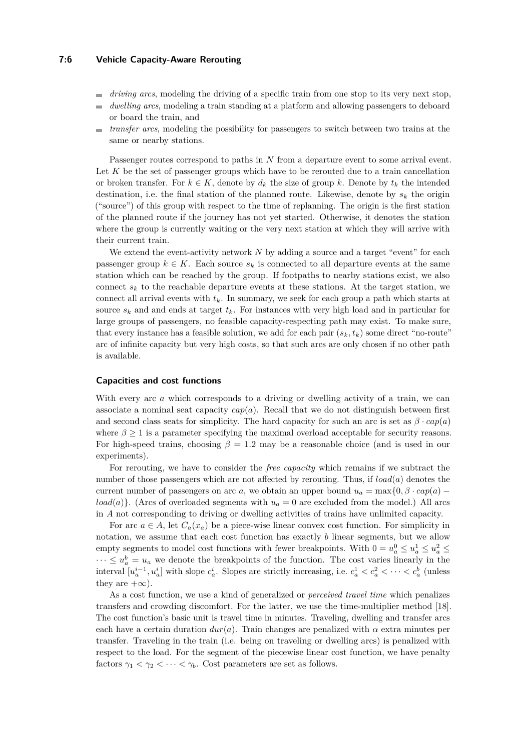- *driving arcs*, modeling the driving of a specific train from one stop to its very next stop,
- *dwelling arcs*, modeling a train standing at a platform and allowing passengers to deboard or board the train, and
- *transfer arcs*, modeling the possibility for passengers to switch between two trains at the same or nearby stations.

Passenger routes correspond to paths in $N$ from a departure event to some arrival event. Let $K$ be the set of passenger groups which have to be rerouted due to a train cancellation or broken transfer. For $k \in K$, denote by $d_k$ the size of group $k$. Denote by $t_k$ the intended destination, i.e. the final station of the planned route. Likewise, denote by $s_k$ the origin ("source") of this group with respect to the time of replanning. The origin is the first station of the planned route if the journey has not yet started. Otherwise, it denotes the station where the group is currently waiting or the very next station at which they will arrive with their current train.

We extend the event-activity network $N$ by adding a source and a target "event" for each passenger group $k \in K$. Each source $s_k$ is connected to all departure events at the same station which can be reached by the group. If footpaths to nearby stations exist, we also connect $s_k$ to the reachable departure events at these stations. At the target station, we connect all arrival events with $t_k$. In summary, we seek for each group a path which starts at source $s_k$ and and ends at target $t_k$. For instances with very high load and in particular for large groups of passengers, no feasible capacity-respecting path may exist. To make sure, that every instance has a feasible solution, we add for each pair $(s_k, t_k)$ some direct "no-route" arc of infinite capacity but very high costs, so that such arcs are only chosen if no other path is available.

### Capacities and cost functions

With every arc $a$ which corresponds to a driving or dwelling activity of a train, we can associate a nominal seat capacity $cap(a)$. Recall that we do not distinguish between first and second class seats for simplicity. The hard capacity for such an arc is set as $\beta \cdot cap(a)$ where $\beta \geq 1$ is a parameter specifying the maximal overload acceptable for security reasons. For high-speed trains, choosing $\beta = 1.2$ may be a reasonable choice (and is used in our experiments).

For rerouting, we have to consider the *free capacity* which remains if we subtract the number of those passengers which are not affected by rerouting. Thus, if $load(a)$ denotes the current number of passengers on arc $a$, we obtain an upper bound $u_a = \max\{0, \beta \cdot cap(a) - load(a)\}$. (Arcs of overloaded segments with $u_a = 0$ are excluded from the model.) All arcs in $A$ not corresponding to driving or dwelling activities of trains have unlimited capacity.

For arc $a \in A$, let $C_a(x_a)$ be a piece-wise linear convex cost function. For simplicity in notation, we assume that each cost function has exactly $b$ linear segments, but we allow empty segments to model cost functions with fewer breakpoints. With $0 = u_a^0 \leq u_a^1 \leq u_a^2 \leq \cdots \leq u_a^b = u_a$ we denote the breakpoints of the function. The cost varies linearly in the interval $[u_a^{i-1}, u_a^i]$ with slope $c_a^i$. Slopes are strictly increasing, i.e. $c_a^1 < c_a^2 < \cdots < c_a^b$ (unless they are $+\infty$).

As a cost function, we use a kind of generalized or *perceived travel time* which penalizes transfers and crowding discomfort. For the latter, we use the time-multiplier method [18]. The cost function's basic unit is travel time in minutes. Traveling, dwelling and transfer arcs each have a certain duration $dur(a)$. Train changes are penalized with $\alpha$ extra minutes per transfer. Traveling in the train (i.e. being on traveling or dwelling arcs) is penalized with respect to the load. For the segment of the piecewise linear cost function, we have penalty factors $\gamma_1 < \gamma_2 < \cdots < \gamma_b$. Cost parameters are set as follows.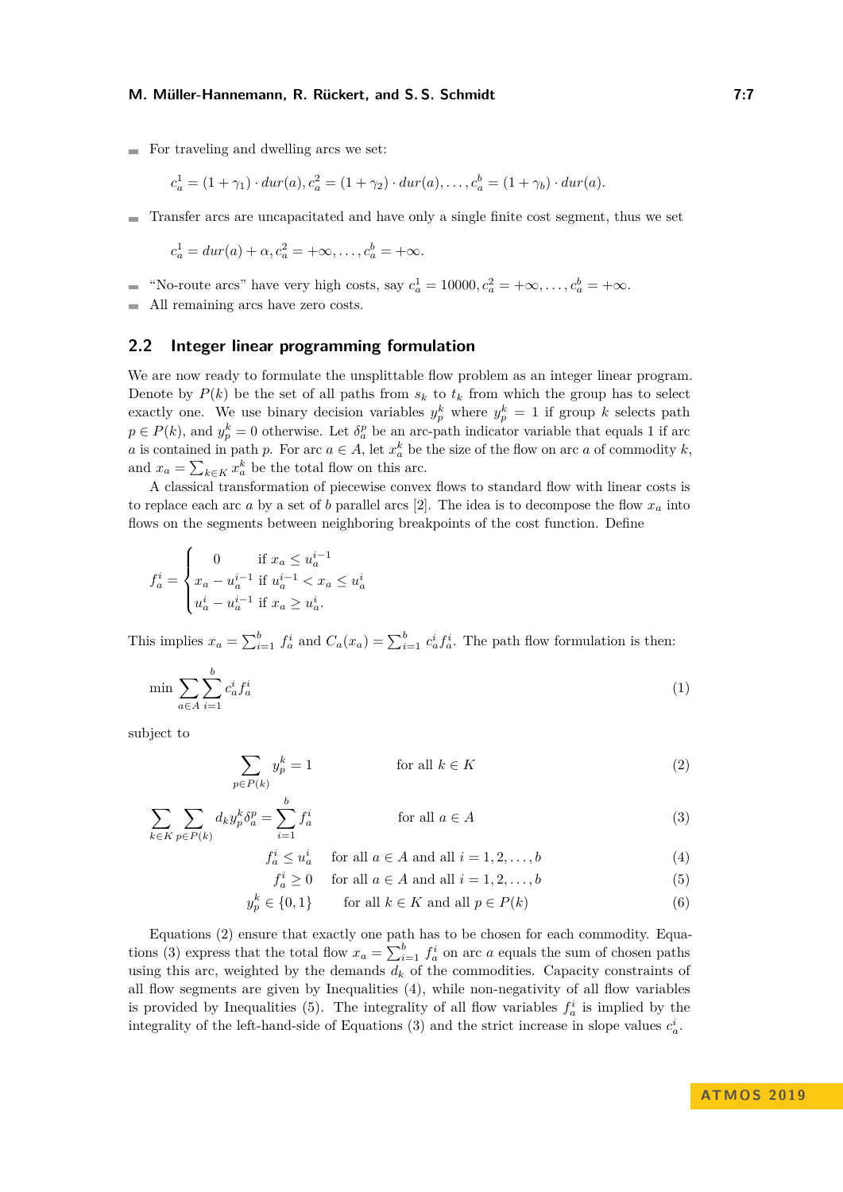- For traveling and dwelling arcs we set:

$$c_a^1 = (1+\gamma_1)\cdot dur(a), c_a^2 = (1+\gamma_2)\cdot dur(a), \ldots, c_a^b = (1+\gamma_b)\cdot dur(a).$$

- Transfer arcs are uncapacitated and have only a single finite cost segment, thus we set

$$c_a^1 = dur(a) + \alpha, c_a^2 = +\infty, \ldots, c_a^b = +\infty.$$

- "No-route arcs" have very high costs, say $c_a^1 = 10000, c_a^2 = +\infty, \ldots, c_a^b = +\infty$.
- All remaining arcs have zero costs.

## 2.2 Integer linear programming formulation

We are now ready to formulate the unsplittable flow problem as an integer linear program. Denote by $P(k)$ be the set of all paths from $s_k$ to $t_k$ from which the group has to select exactly one. We use binary decision variables $y_p^k$ where $y_p^k = 1$ if group $k$ selects path $p \in P(k)$, and $y_p^k = 0$ otherwise. Let $\delta_a^p$ be an arc-path indicator variable that equals 1 if arc $a$ is contained in path $p$. For arc $a \in A$, let $x_a^k$ be the size of the flow on arc $a$ of commodity $k$, and $x_a = \sum_{k\in K} x_a^k$ be the total flow on this arc.

A classical transformation of piecewise convex flows to standard flow with linear costs is to replace each arc $a$ by a set of $b$ parallel arcs [2]. The idea is to decompose the flow $x_a$ into flows on the segments between neighboring breakpoints of the cost function. Define

$$f_a^i = \begin{cases} 0 & \text{if } x_a \le u_a^{i-1} \\ x_a - u_a^{i-1} & \text{if } u_a^{i-1} < x_a \le u_a^i \\ u_a^i - u_a^{i-1} & \text{if } x_a \ge u_a^i. \end{cases}$$

This implies $x_a = \sum_{i=1}^{b} f_a^i$ and $C_a(x_a) = \sum_{i=1}^{b} c_a^i f_a^i$. The path flow formulation is then:

$$\min \sum_{a\in A}\sum_{i=1}^{b} c_a^i f_a^i \tag{1}$$

subject to

$$\sum_{p\in P(k)} y_p^k = 1 \qquad \text{for all } k \in K \tag{2}$$

$$\sum_{k\in K}\sum_{p\in P(k)} d_k y_p^k \delta_a^p = \sum_{i=1}^{b} f_a^i \qquad \text{for all } a \in A \tag{3}$$

$$f_a^i \le u_a^i \qquad \text{for all } a \in A \text{ and all } i = 1,2,\ldots,b \tag{4}$$

$$f_a^i \ge 0 \qquad \text{for all } a \in A \text{ and all } i = 1,2,\ldots,b \tag{5}$$

$$y_p^k \in \{0,1\} \qquad \text{for all } k \in K \text{ and all } p \in P(k) \tag{6}$$

Equations (2) ensure that exactly one path has to be chosen for each commodity. Equations (3) express that the total flow $x_a = \sum_{i=1}^{b} f_a^i$ on arc $a$ equals the sum of chosen paths using this arc, weighted by the demands $d_k$ of the commodities. Capacity constraints of all flow segments are given by Inequalities (4), while non-negativity of all flow variables is provided by Inequalities (5). The integrality of all flow variables $f_a^i$ is implied by the integrality of the left-hand-side of Equations (3) and the strict increase in slope values $c_a^i$.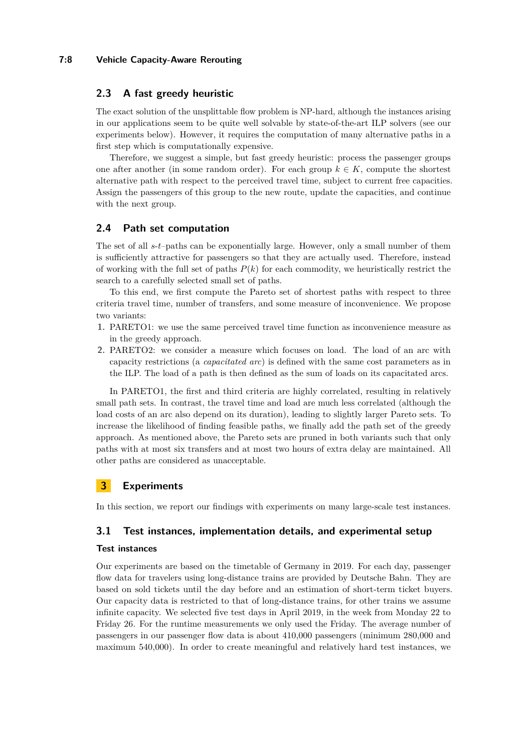## 2.3 A fast greedy heuristic

The exact solution of the unsplittable flow problem is NP-hard, although the instances arising in our applications seem to be quite well solvable by state-of-the-art ILP solvers (see our experiments below). However, it requires the computation of many alternative paths in a first step which is computationally expensive.

Therefore, we suggest a simple, but fast greedy heuristic: process the passenger groups one after another (in some random order). For each group $k \in K$, compute the shortest alternative path with respect to the perceived travel time, subject to current free capacities. Assign the passengers of this group to the new route, update the capacities, and continue with the next group.

## 2.4 Path set computation

The set of all $s$-$t$–paths can be exponentially large. However, only a small number of them is sufficiently attractive for passengers so that they are actually used. Therefore, instead of working with the full set of paths $P(k)$ for each commodity, we heuristically restrict the search to a carefully selected small set of paths.

To this end, we first compute the Pareto set of shortest paths with respect to three criteria travel time, number of transfers, and some measure of inconvenience. We propose two variants:

1. PARETO1: we use the same perceived travel time function as inconvenience measure as in the greedy approach.
2. PARETO2: we consider a measure which focuses on load. The load of an arc with capacity restrictions (a *capacitated arc*) is defined with the same cost parameters as in the ILP. The load of a path is then defined as the sum of loads on its capacitated arcs.

In PARETO1, the first and third criteria are highly correlated, resulting in relatively small path sets. In contrast, the travel time and load are much less correlated (although the load costs of an arc also depend on its duration), leading to slightly larger Pareto sets. To increase the likelihood of finding feasible paths, we finally add the path set of the greedy approach. As mentioned above, the Pareto sets are pruned in both variants such that only paths with at most six transfers and at most two hours of extra delay are maintained. All other paths are considered as unacceptable.

# 3 Experiments

In this section, we report our findings with experiments on many large-scale test instances.

## 3.1 Test instances, implementation details, and experimental setup

### Test instances

Our experiments are based on the timetable of Germany in 2019. For each day, passenger flow data for travelers using long-distance trains are provided by Deutsche Bahn. They are based on sold tickets until the day before and an estimation of short-term ticket buyers. Our capacity data is restricted to that of long-distance trains, for other trains we assume infinite capacity. We selected five test days in April 2019, in the week from Monday 22 to Friday 26. For the runtime measurements we only used the Friday. The average number of passengers in our passenger flow data is about 410,000 passengers (minimum 280,000 and maximum 540,000). In order to create meaningful and relatively hard test instances, we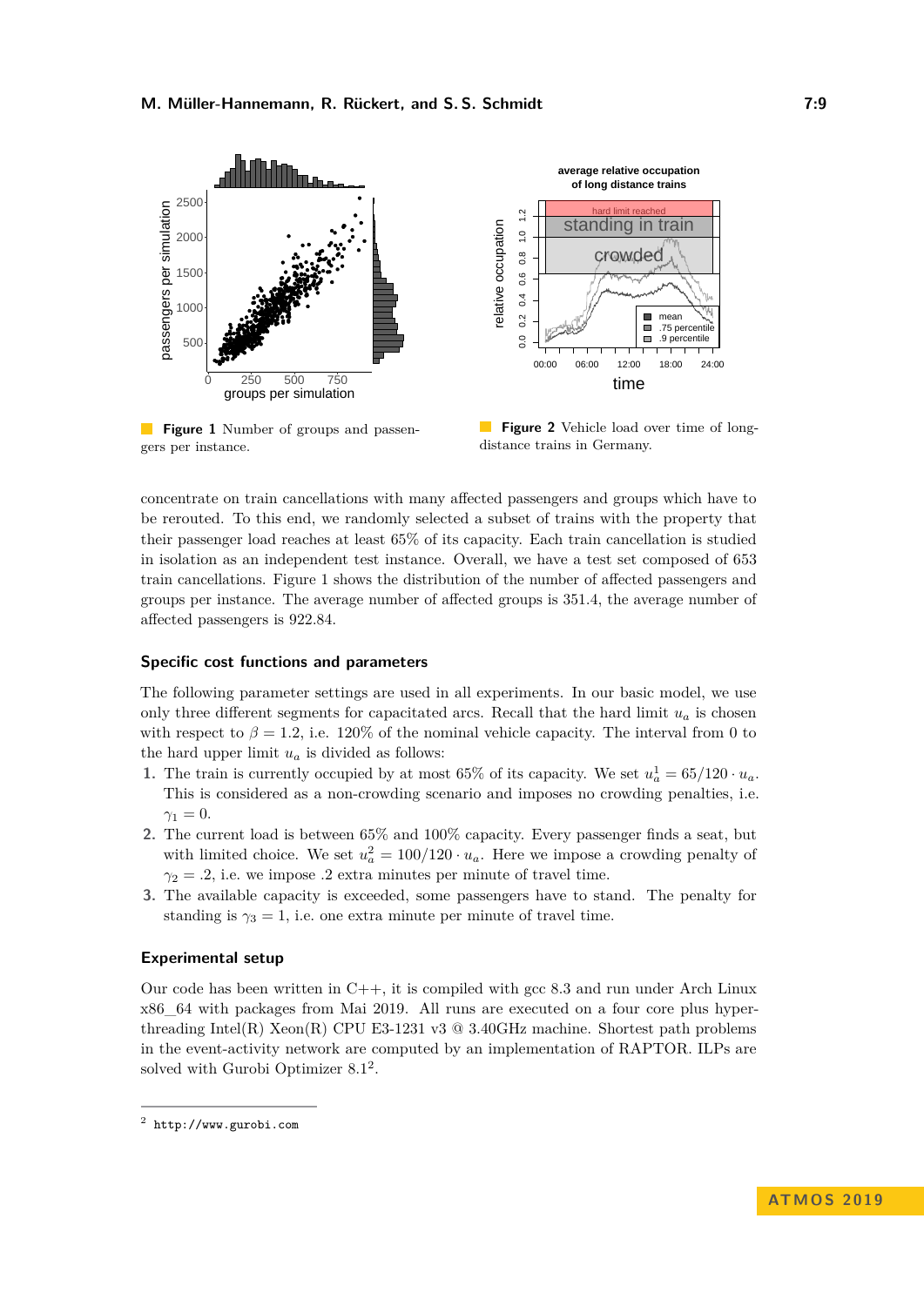groups per simulation
passengers per simulation
0
250
500
750
500
1000
1500
2000
2500

**Figure 1** Number of groups and passengers per instance.

average relative occupation
of long distance trains
relative occupation
hard limit reached
standing in train
crowded
mean
.75 percentile
.9 percentile
0.0
0.2
0.4
0.6
0.8
1.0
1.2
00:00
06:00
12:00
18:00
24:00
time

**Figure 2** Vehicle load over time of long-distance trains in Germany.

concentrate on train cancellations with many affected passengers and groups which have to be rerouted. To this end, we randomly selected a subset of trains with the property that their passenger load reaches at least 65% of its capacity. Each train cancellation is studied in isolation as an independent test instance. Overall, we have a test set composed of 653 train cancellations. Figure 1 shows the distribution of the number of affected passengers and groups per instance. The average number of affected groups is 351.4, the average number of affected passengers is 922.84.

### Specific cost functions and parameters

The following parameter settings are used in all experiments. In our basic model, we use only three different segments for capacitated arcs. Recall that the hard limit $u_a$ is chosen with respect to $\beta = 1.2$, i.e. 120% of the nominal vehicle capacity. The interval from 0 to the hard upper limit $u_a$ is divided as follows:

1. The train is currently occupied by at most 65% of its capacity. We set $u_a^1 = 65/120 \cdot u_a$. This is considered as a non-crowding scenario and imposes no crowding penalties, i.e. $\gamma_1 = 0$.
2. The current load is between 65% and 100% capacity. Every passenger finds a seat, but with limited choice. We set $u_a^2 = 100/120 \cdot u_a$. Here we impose a crowding penalty of $\gamma_2 = .2$, i.e. we impose .2 extra minutes per minute of travel time.
3. The available capacity is exceeded, some passengers have to stand. The penalty for standing is $\gamma_3 = 1$, i.e. one extra minute per minute of travel time.

### Experimental setup

Our code has been written in C++, it is compiled with gcc 8.3 and run under Arch Linux x86_64 with packages from Mai 2019. All runs are executed on a four core plus hyper-threading Intel(R) Xeon(R) CPU E3-1231 v3 @ 3.40GHz machine. Shortest path problems in the event-activity network are computed by an implementation of RAPTOR. ILPs are solved with Gurobi Optimizer 8.1[2].

[2] http://www.gurobi.com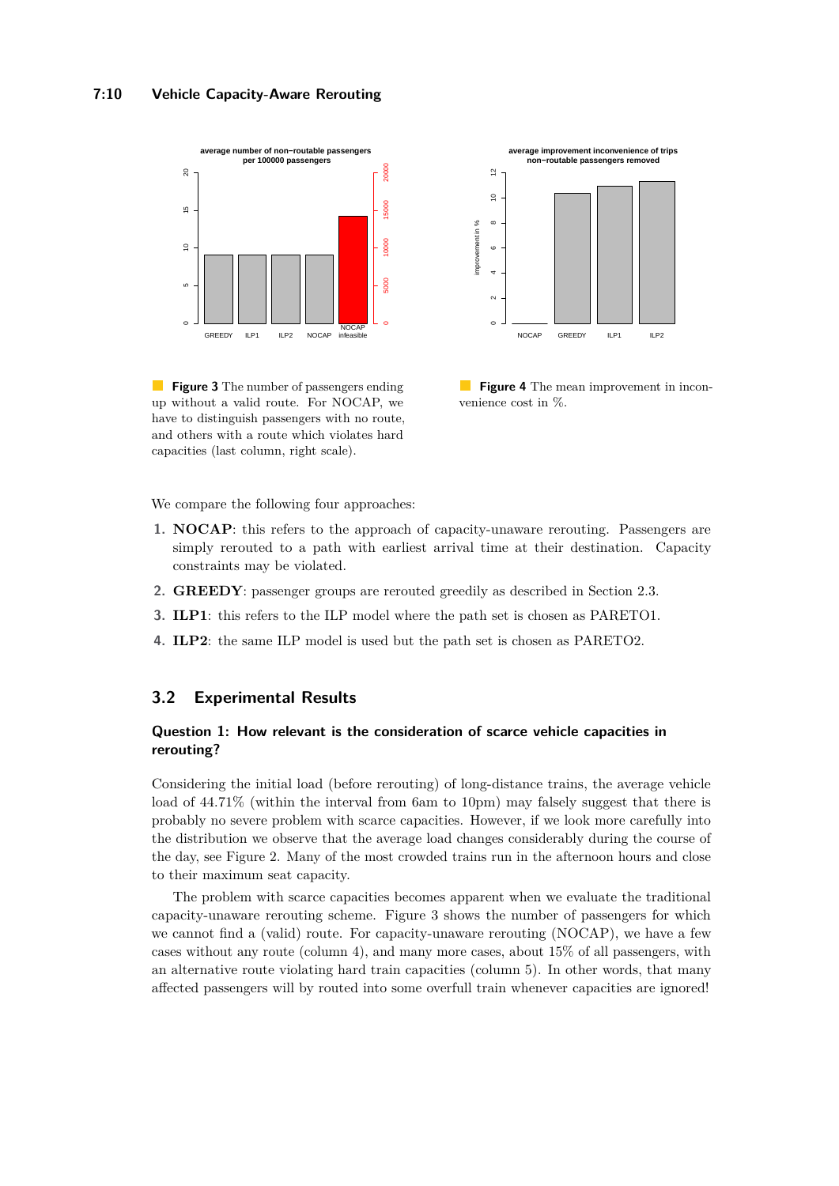average number of non−routable passengers
per 100000 passengers

0
5
10
15
20

0
5000
10000
15000
20000

GREEDY ILP1 ILP2 NOCAP NOCAP infeasible

average improvement inconvenience of trips
non−routable passengers removed

improvement in %

0
2
4
6
8
10
12

NOCAP GREEDY ILP1 ILP2

**Figure 3** The number of passengers ending up without a valid route. For NOCAP, we have to distinguish passengers with no route, and others with a route which violates hard capacities (last column, right scale).

**Figure 4** The mean improvement in inconvenience cost in %.

We compare the following four approaches:

1. **NOCAP**: this refers to the approach of capacity-unaware rerouting. Passengers are simply rerouted to a path with earliest arrival time at their destination. Capacity constraints may be violated.
2. **GREEDY**: passenger groups are rerouted greedily as described in Section 2.3.
3. **ILP1**: this refers to the ILP model where the path set is chosen as PARETO1.
4. **ILP2**: the same ILP model is used but the path set is chosen as PARETO2.

## 3.2 Experimental Results

### Question 1: How relevant is the consideration of scarce vehicle capacities in rerouting?

Considering the initial load (before rerouting) of long-distance trains, the average vehicle load of 44.71% (within the interval from 6am to 10pm) may falsely suggest that there is probably no severe problem with scarce capacities. However, if we look more carefully into the distribution we observe that the average load changes considerably during the course of the day, see Figure 2. Many of the most crowded trains run in the afternoon hours and close to their maximum seat capacity.

The problem with scarce capacities becomes apparent when we evaluate the traditional capacity-unaware rerouting scheme. Figure 3 shows the number of passengers for which we cannot find a (valid) route. For capacity-unaware rerouting (NOCAP), we have a few cases without any route (column 4), and many more cases, about 15% of all passengers, with an alternative route violating hard train capacities (column 5). In other words, that many affected passengers will by routed into some overfull train whenever capacities are ignored!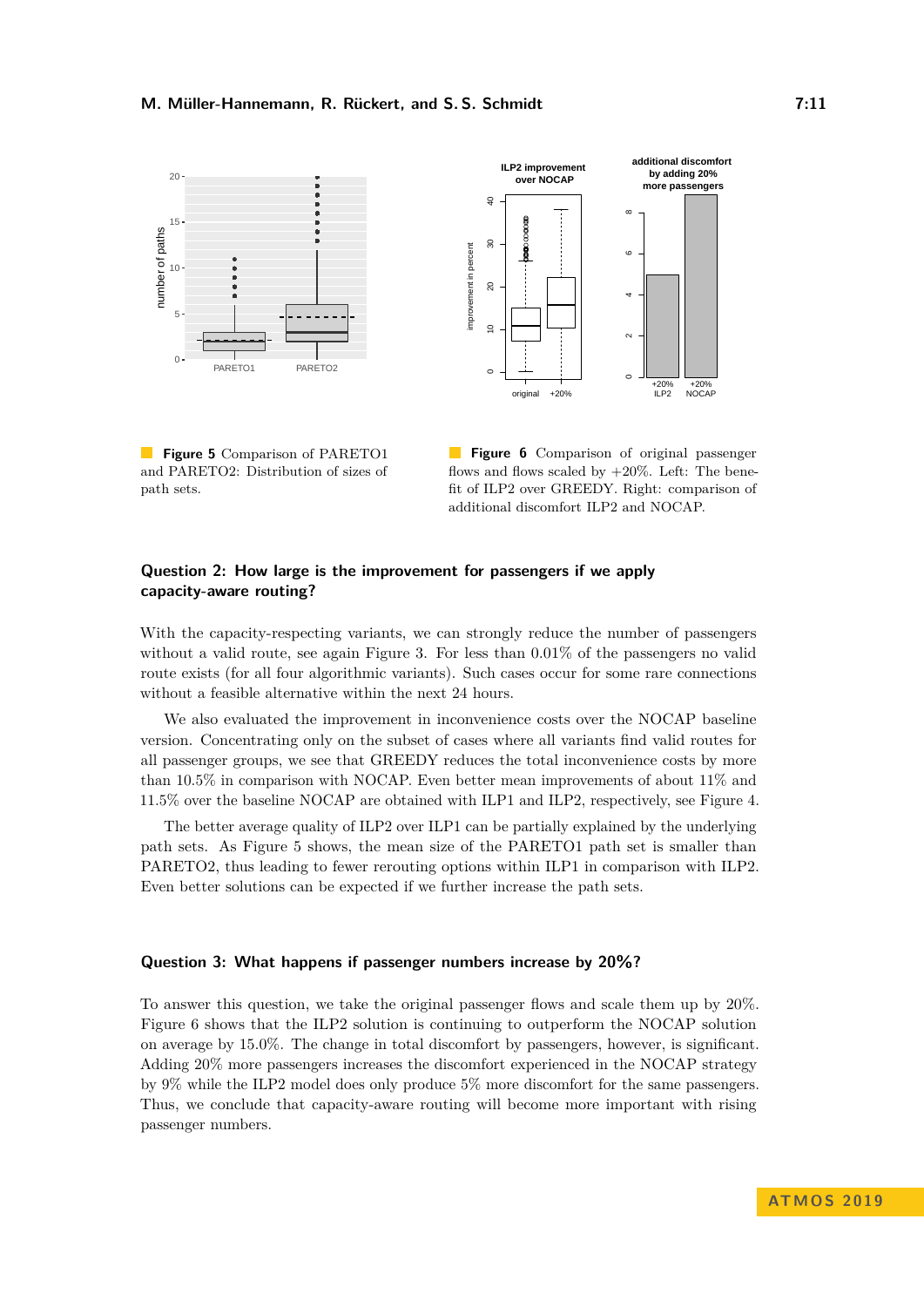number of paths

20

15

10

5

0

PARETO1

PARETO2

**Figure 5** Comparison of PARETO1 and PARETO2: Distribution of sizes of path sets.

ILP2 improvement over NOCAP

improvement in percent

0 10 20 30 40

original +20%

additional discomfort by adding 20% more passengers

0 2 4 6 8

+20% ILP2

+20% NOCAP

**Figure 6** Comparison of original passenger flows and flows scaled by +20%. Left: The benefit of ILP2 over GREEDY. Right: comparison of additional discomfort ILP2 and NOCAP.

### Question 2: How large is the improvement for passengers if we apply capacity-aware routing?

With the capacity-respecting variants, we can strongly reduce the number of passengers without a valid route, see again Figure 3. For less than 0.01% of the passengers no valid route exists (for all four algorithmic variants). Such cases occur for some rare connections without a feasible alternative within the next 24 hours.

We also evaluated the improvement in inconvenience costs over the NOCAP baseline version. Concentrating only on the subset of cases where all variants find valid routes for all passenger groups, we see that GREEDY reduces the total inconvenience costs by more than 10.5% in comparison with NOCAP. Even better mean improvements of about 11% and 11.5% over the baseline NOCAP are obtained with ILP1 and ILP2, respectively, see Figure 4.

The better average quality of ILP2 over ILP1 can be partially explained by the underlying path sets. As Figure 5 shows, the mean size of the PARETO1 path set is smaller than PARETO2, thus leading to fewer rerouting options within ILP1 in comparison with ILP2. Even better solutions can be expected if we further increase the path sets.

### Question 3: What happens if passenger numbers increase by 20%?

To answer this question, we take the original passenger flows and scale them up by 20%. Figure 6 shows that the ILP2 solution is continuing to outperform the NOCAP solution on average by 15.0%. The change in total discomfort by passengers, however, is significant. Adding 20% more passengers increases the discomfort experienced in the NOCAP strategy by 9% while the ILP2 model does only produce 5% more discomfort for the same passengers. Thus, we conclude that capacity-aware routing will become more important with rising passenger numbers.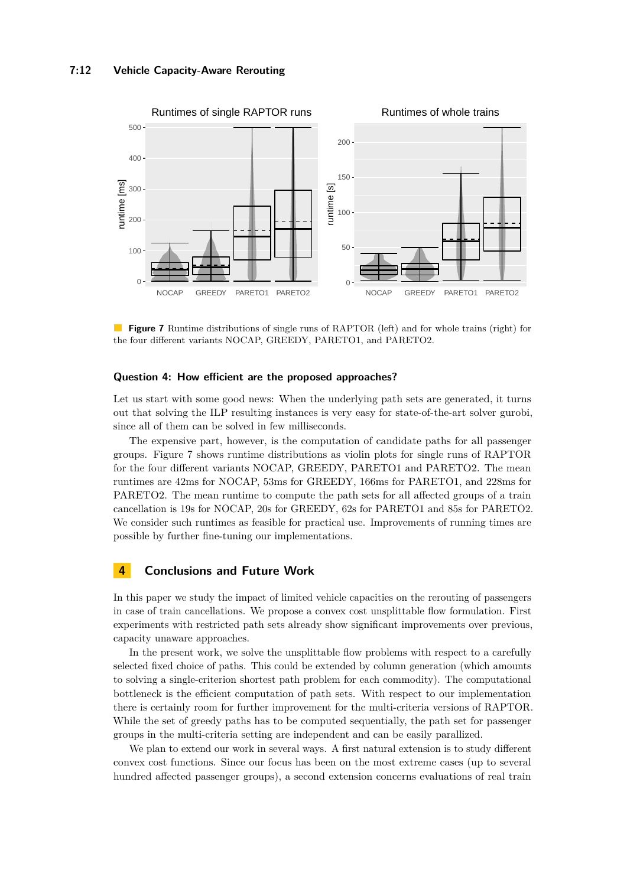Runtimes of single RAPTOR runs

runtime [ms]

500
400
300
200
100
0

NOCAP GREEDY PARETO1 PARETO2

Runtimes of whole trains

runtime [s]

200
150
100
50
0

NOCAP GREEDY PARETO1 PARETO2

**Figure 7** Runtime distributions of single runs of RAPTOR (left) and for whole trains (right) for the four different variants NOCAP, GREEDY, PARETO1, and PARETO2.

#### Question 4: How efficient are the proposed approaches?

Let us start with some good news: When the underlying path sets are generated, it turns out that solving the ILP resulting instances is very easy for state-of-the-art solver gurobi, since all of them can be solved in few milliseconds.

The expensive part, however, is the computation of candidate paths for all passenger groups. Figure 7 shows runtime distributions as violin plots for single runs of RAPTOR for the four different variants NOCAP, GREEDY, PARETO1 and PARETO2. The mean runtimes are 42ms for NOCAP, 53ms for GREEDY, 166ms for PARETO1, and 228ms for PARETO2. The mean runtime to compute the path sets for all affected groups of a train cancellation is 19s for NOCAP, 20s for GREEDY, 62s for PARETO1 and 85s for PARETO2. We consider such runtimes as feasible for practical use. Improvements of running times are possible by further fine-tuning our implementations.

## 4 Conclusions and Future Work

In this paper we study the impact of limited vehicle capacities on the rerouting of passengers in case of train cancellations. We propose a convex cost unsplittable flow formulation. First experiments with restricted path sets already show significant improvements over previous, capacity unaware approaches.

In the present work, we solve the unsplittable flow problems with respect to a carefully selected fixed choice of paths. This could be extended by column generation (which amounts to solving a single-criterion shortest path problem for each commodity). The computational bottleneck is the efficient computation of path sets. With respect to our implementation there is certainly room for further improvement for the multi-criteria versions of RAPTOR. While the set of greedy paths has to be computed sequentially, the path set for passenger groups in the multi-criteria setting are independent and can be easily parallized.

We plan to extend our work in several ways. A first natural extension is to study different convex cost functions. Since our focus has been on the most extreme cases (up to several hundred affected passenger groups), a second extension concerns evaluations of real train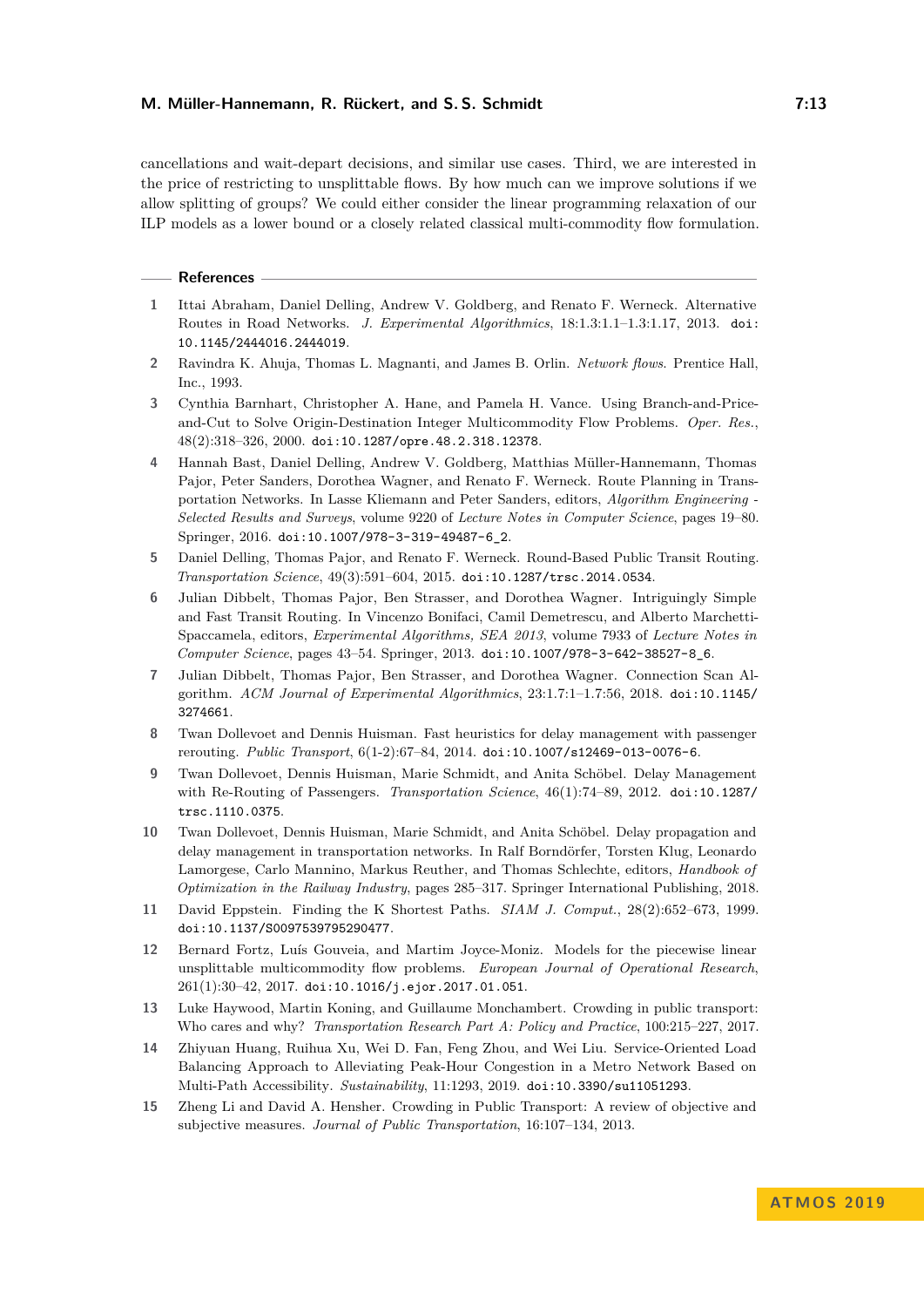cancellations and wait-depart decisions, and similar use cases. Third, we are interested in the price of restricting to unsplittable flows. By how much can we improve solutions if we allow splitting of groups? We could either consider the linear programming relaxation of our ILP models as a lower bound or a closely related classical multi-commodity flow formulation.

## References

1. Ittai Abraham, Daniel Delling, Andrew V. Goldberg, and Renato F. Werneck. Alternative Routes in Road Networks. *J. Experimental Algorithmics*, 18:1.3:1.1–1.3:1.17, 2013. doi:10.1145/2444016.2444019.
2. Ravindra K. Ahuja, Thomas L. Magnanti, and James B. Orlin. *Network flows*. Prentice Hall, Inc., 1993.
3. Cynthia Barnhart, Christopher A. Hane, and Pamela H. Vance. Using Branch-and-Price-and-Cut to Solve Origin-Destination Integer Multicommodity Flow Problems. *Oper. Res.*, 48(2):318–326, 2000. doi:10.1287/opre.48.2.318.12378.
4. Hannah Bast, Daniel Delling, Andrew V. Goldberg, Matthias Müller-Hannemann, Thomas Pajor, Peter Sanders, Dorothea Wagner, and Renato F. Werneck. Route Planning in Transportation Networks. In Lasse Kliemann and Peter Sanders, editors, *Algorithm Engineering - Selected Results and Surveys*, volume 9220 of *Lecture Notes in Computer Science*, pages 19–80. Springer, 2016. doi:10.1007/978-3-319-49487-6_2.
5. Daniel Delling, Thomas Pajor, and Renato F. Werneck. Round-Based Public Transit Routing. *Transportation Science*, 49(3):591–604, 2015. doi:10.1287/trsc.2014.0534.
6. Julian Dibbelt, Thomas Pajor, Ben Strasser, and Dorothea Wagner. Intriguingly Simple and Fast Transit Routing. In Vincenzo Bonifaci, Camil Demetrescu, and Alberto Marchetti-Spaccamela, editors, *Experimental Algorithms, SEA 2013*, volume 7933 of *Lecture Notes in Computer Science*, pages 43–54. Springer, 2013. doi:10.1007/978-3-642-38527-8_6.
7. Julian Dibbelt, Thomas Pajor, Ben Strasser, and Dorothea Wagner. Connection Scan Algorithm. *ACM Journal of Experimental Algorithmics*, 23:1.7:1–1.7:56, 2018. doi:10.1145/3274661.
8. Twan Dollevoet and Dennis Huisman. Fast heuristics for delay management with passenger rerouting. *Public Transport*, 6(1-2):67–84, 2014. doi:10.1007/s12469-013-0076-6.
9. Twan Dollevoet, Dennis Huisman, Marie Schmidt, and Anita Schöbel. Delay Management with Re-Routing of Passengers. *Transportation Science*, 46(1):74–89, 2012. doi:10.1287/trsc.1110.0375.
10. Twan Dollevoet, Dennis Huisman, Marie Schmidt, and Anita Schöbel. Delay propagation and delay management in transportation networks. In Ralf Borndörfer, Torsten Klug, Leonardo Lamorgese, Carlo Mannino, Markus Reuther, and Thomas Schlechte, editors, *Handbook of Optimization in the Railway Industry*, pages 285–317. Springer International Publishing, 2018.
11. David Eppstein. Finding the K Shortest Paths. *SIAM J. Comput.*, 28(2):652–673, 1999. doi:10.1137/S0097539795290477.
12. Bernard Fortz, Luís Gouveia, and Martim Joyce-Moniz. Models for the piecewise linear unsplittable multicommodity flow problems. *European Journal of Operational Research*, 261(1):30–42, 2017. doi:10.1016/j.ejor.2017.01.051.
13. Luke Haywood, Martin Koning, and Guillaume Monchambert. Crowding in public transport: Who cares and why? *Transportation Research Part A: Policy and Practice*, 100:215–227, 2017.
14. Zhiyuan Huang, Ruihua Xu, Wei D. Fan, Feng Zhou, and Wei Liu. Service-Oriented Load Balancing Approach to Alleviating Peak-Hour Congestion in a Metro Network Based on Multi-Path Accessibility. *Sustainability*, 11:1293, 2019. doi:10.3390/su11051293.
15. Zheng Li and David A. Hensher. Crowding in Public Transport: A review of objective and subjective measures. *Journal of Public Transportation*, 16:107–134, 2013.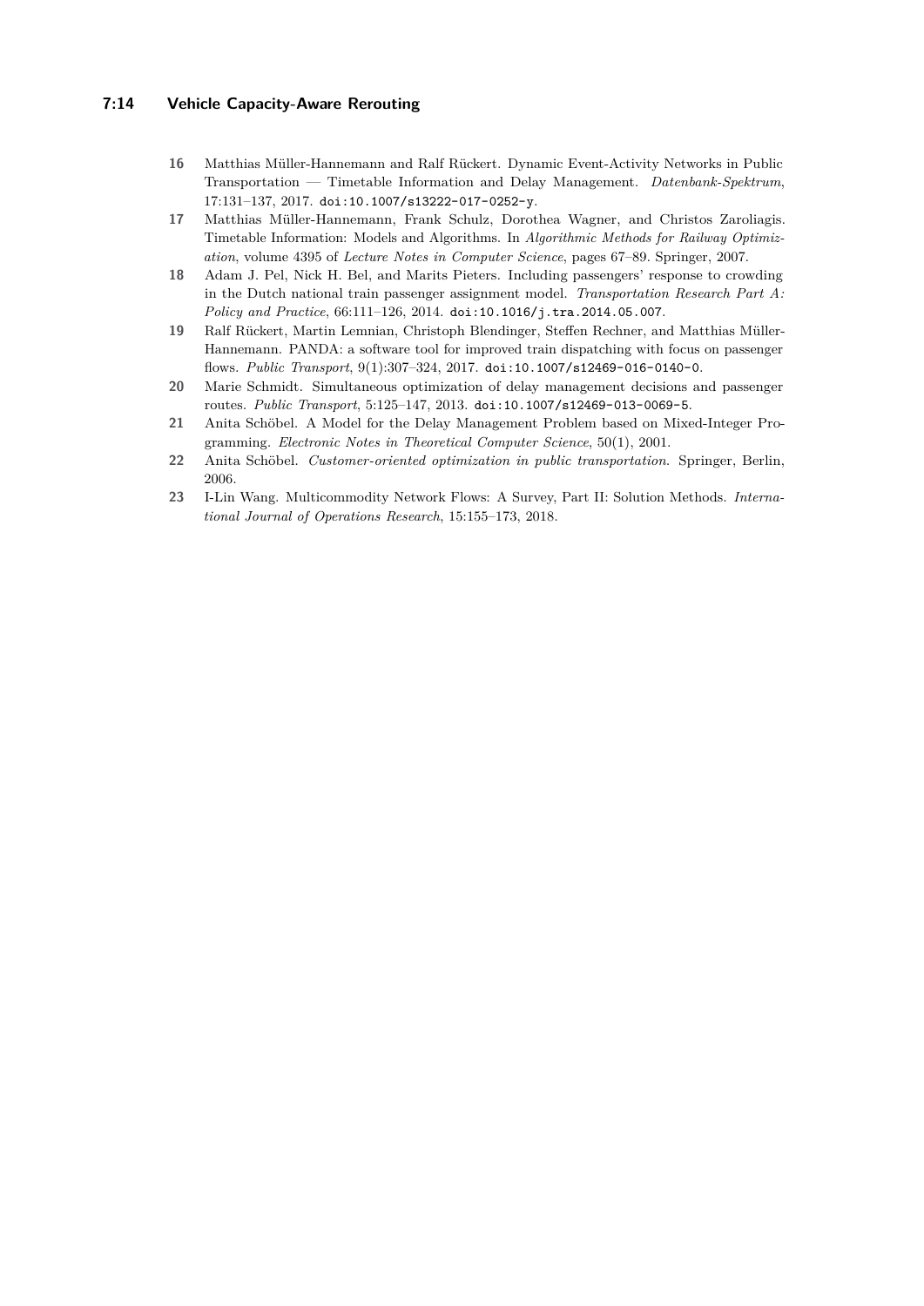16 Matthias Müller-Hannemann and Ralf Rückert. Dynamic Event-Activity Networks in Public Transportation — Timetable Information and Delay Management. *Datenbank-Spektrum*, 17:131–137, 2017. doi:10.1007/s13222-017-0252-y.

17 Matthias Müller-Hannemann, Frank Schulz, Dorothea Wagner, and Christos Zaroliagis. Timetable Information: Models and Algorithms. In *Algorithmic Methods for Railway Optimization*, volume 4395 of *Lecture Notes in Computer Science*, pages 67–89. Springer, 2007.

18 Adam J. Pel, Nick H. Bel, and Marits Pieters. Including passengers' response to crowding in the Dutch national train passenger assignment model. *Transportation Research Part A: Policy and Practice*, 66:111–126, 2014. doi:10.1016/j.tra.2014.05.007.

19 Ralf Rückert, Martin Lemnian, Christoph Blendinger, Steffen Rechner, and Matthias Müller-Hannemann. PANDA: a software tool for improved train dispatching with focus on passenger flows. *Public Transport*, 9(1):307–324, 2017. doi:10.1007/s12469-016-0140-0.

20 Marie Schmidt. Simultaneous optimization of delay management decisions and passenger routes. *Public Transport*, 5:125–147, 2013. doi:10.1007/s12469-013-0069-5.

21 Anita Schöbel. A Model for the Delay Management Problem based on Mixed-Integer Programming. *Electronic Notes in Theoretical Computer Science*, 50(1), 2001.

22 Anita Schöbel. *Customer-oriented optimization in public transportation*. Springer, Berlin, 2006.

23 I-Lin Wang. Multicommodity Network Flows: A Survey, Part II: Solution Methods. *International Journal of Operations Research*, 15:155–173, 2018.